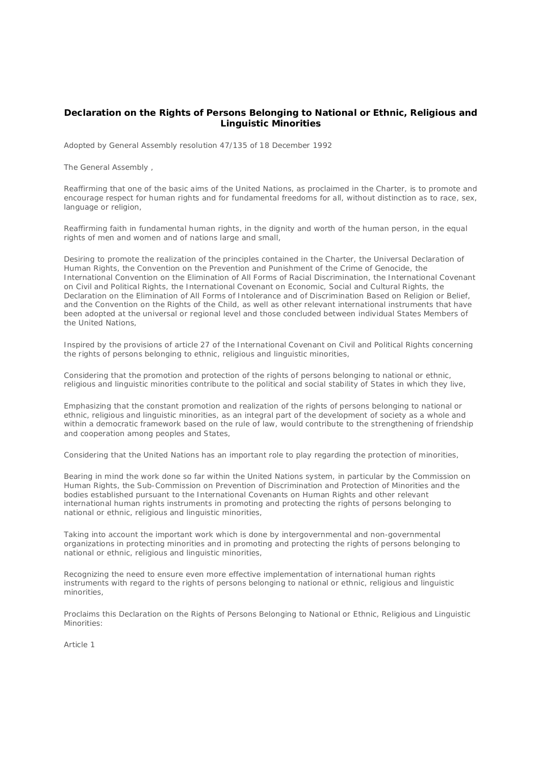# Declaration on the Rights of Persons Belonging to National or Ethnic, Religious and Linguistic Minorities

Adopted by General Assembly resolution 47/135 of 18 December 1992

The General Assembly ,

Reaffirming that one of the basic aims of the United Nations, as proclaimed in the Charter, is to promote and encourage respect for human rights and for fundamental freedoms for all, without distinction as to race, sex, language or religion,

Reaffirming faith in fundamental human rights, in the dignity and worth of the human person, in the equal rights of men and women and of nations large and small,

Desiring to promote the realization of the principles contained in the Charter, the Universal Declaration of Human Rights, the Convention on the Prevention and Punishment of the Crime of Genocide, the International Convention on the Elimination of All Forms of Racial Discrimination, the International Covenant on Civil and Political Rights, the International Covenant on Economic, Social and Cultural Rights, the Declaration on the Elimination of All Forms of Intolerance and of Discrimination Based on Religion or Belief, and the Convention on the Rights of the Child, as well as other relevant international instruments that have been adopted at the universal or regional level and those concluded between individual States Members of the United Nations,

Inspired by the provisions of article 27 of the International Covenant on Civil and Political Rights concerning the rights of persons belonging to ethnic, religious and linguistic minorities,

Considering that the promotion and protection of the rights of persons belonging to national or ethnic, religious and linguistic minorities contribute to the political and social stability of States in which they live,

Emphasizing that the constant promotion and realization of the rights of persons belonging to national or ethnic, religious and linguistic minorities, as an integral part of the development of society as a whole and within a democratic framework based on the rule of law, would contribute to the strengthening of friendship and cooperation among peoples and States,

Considering that the United Nations has an important role to play regarding the protection of minorities,

Bearing in mind the work done so far within the United Nations system, in particular by the Commission on Human Rights, the Sub-Commission on Prevention of Discrimination and Protection of Minorities and the bodies established pursuant to the International Covenants on Human Rights and other relevant international human rights instruments in promoting and protecting the rights of persons belonging to national or ethnic, religious and linguistic minorities,

Taking into account the important work which is done by intergovernmental and non-governmental organizations in protecting minorities and in promoting and protecting the rights of persons belonging to national or ethnic, religious and linguistic minorities,

Recognizing the need to ensure even more effective implementation of international human rights instruments with regard to the rights of persons belonging to national or ethnic, religious and linguistic minorities,

Proclaims this Declaration on the Rights of Persons Belonging to National or Ethnic, Religious and Linguistic Minorities:

Article 1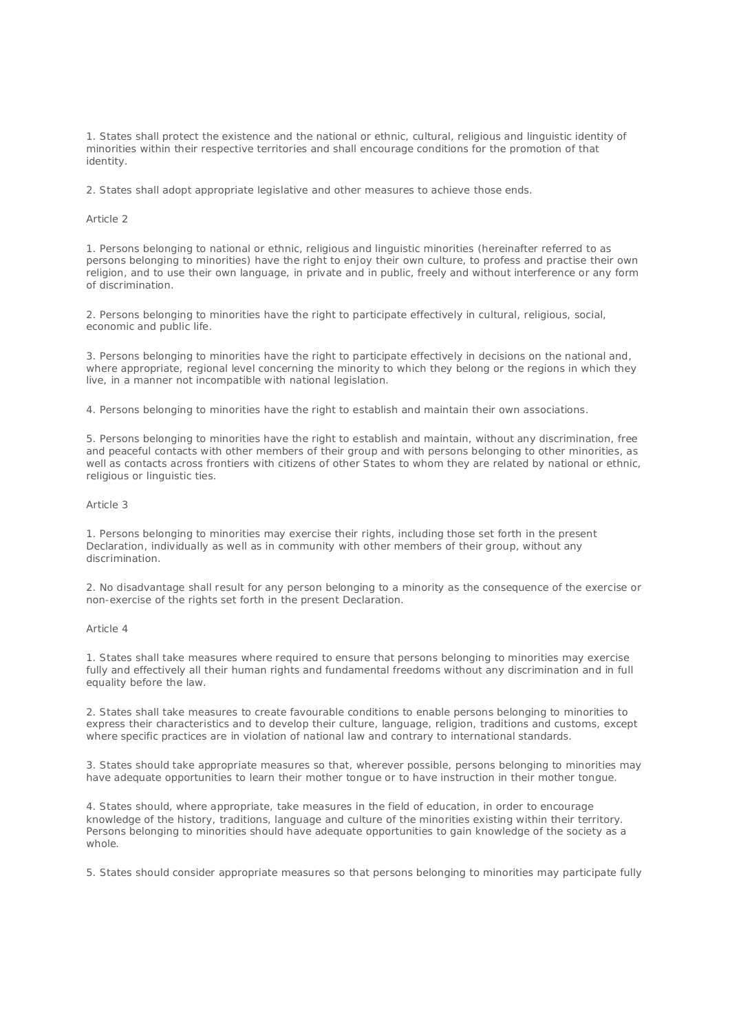1. States shall protect the existence and the national or ethnic, cultural, religious and linguistic identity of minorities within their respective territories and shall encourage conditions for the promotion of that identity.

2. States shall adopt appropriate legislative and other measures to achieve those ends.

Article 2

1. Persons belonging to national or ethnic, religious and linguistic minorities (hereinafter referred to as persons belonging to minorities) have the right to enjoy their own culture, to profess and practise their own religion, and to use their own language, in private and in public, freely and without interference or any form of discrimination.

2. Persons belonging to minorities have the right to participate effectively in cultural, religious, social, economic and public life.

3. Persons belonging to minorities have the right to participate effectively in decisions on the national and, where appropriate, regional level concerning the minority to which they belong or the regions in which they live, in a manner not incompatible with national legislation.

4. Persons belonging to minorities have the right to establish and maintain their own associations.

5. Persons belonging to minorities have the right to establish and maintain, without any discrimination, free and peaceful contacts with other members of their group and with persons belonging to other minorities, as well as contacts across frontiers with citizens of other States to whom they are related by national or ethnic, religious or linguistic ties.

Article 3

1. Persons belonging to minorities may exercise their rights, including those set forth in the present Declaration, individually as well as in community with other members of their group, without any discrimination.

2. No disadvantage shall result for any person belonging to a minority as the consequence of the exercise or non-exercise of the rights set forth in the present Declaration.

Article 4

1. States shall take measures where required to ensure that persons belonging to minorities may exercise fully and effectively all their human rights and fundamental freedoms without any discrimination and in full equality before the law.

2. States shall take measures to create favourable conditions to enable persons belonging to minorities to express their characteristics and to develop their culture, language, religion, traditions and customs, except where specific practices are in violation of national law and contrary to international standards.

3. States should take appropriate measures so that, wherever possible, persons belonging to minorities may have adequate opportunities to learn their mother tongue or to have instruction in their mother tongue.

4. States should, where appropriate, take measures in the field of education, in order to encourage knowledge of the history, traditions, language and culture of the minorities existing within their territory. Persons belonging to minorities should have adequate opportunities to gain knowledge of the society as a whole.

5. States should consider appropriate measures so that persons belonging to minorities may participate fully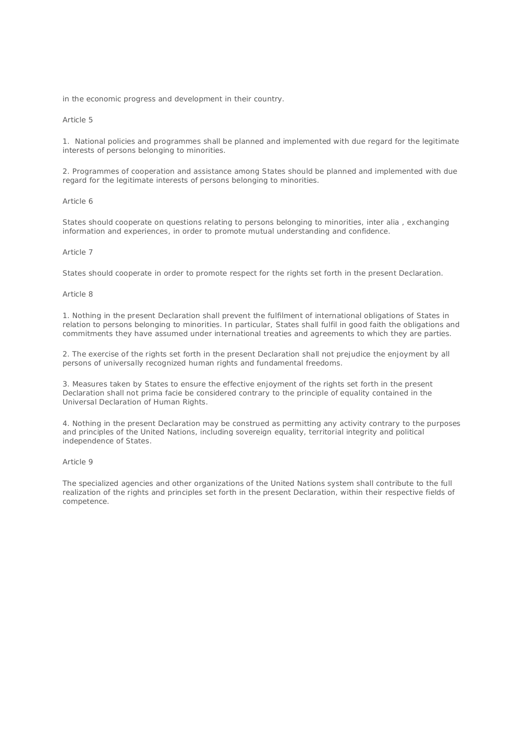in the economic progress and development in their country.

Article 5

1. National policies and programmes shall be planned and implemented with due regard for the legitimate interests of persons belonging to minorities.

2. Programmes of cooperation and assistance among States should be planned and implemented with due regard for the legitimate interests of persons belonging to minorities.

Article 6

States should cooperate on questions relating to persons belonging to minorities, inter alia , exchanging information and experiences, in order to promote mutual understanding and confidence.

Article 7

States should cooperate in order to promote respect for the rights set forth in the present Declaration.

Article 8

1. Nothing in the present Declaration shall prevent the fulfilment of international obligations of States in relation to persons belonging to minorities. In particular, States shall fulfil in good faith the obligations and commitments they have assumed under international treaties and agreements to which they are parties.

2. The exercise of the rights set forth in the present Declaration shall not prejudice the enjoyment by all persons of universally recognized human rights and fundamental freedoms.

3. Measures taken by States to ensure the effective enjoyment of the rights set forth in the present Declaration shall not prima facie be considered contrary to the principle of equality contained in the Universal Declaration of Human Rights.

4. Nothing in the present Declaration may be construed as permitting any activity contrary to the purposes and principles of the United Nations, including sovereign equality, territorial integrity and political independence of States.

Article 9

The specialized agencies and other organizations of the United Nations system shall contribute to the full realization of the rights and principles set forth in the present Declaration, within their respective fields of competence.